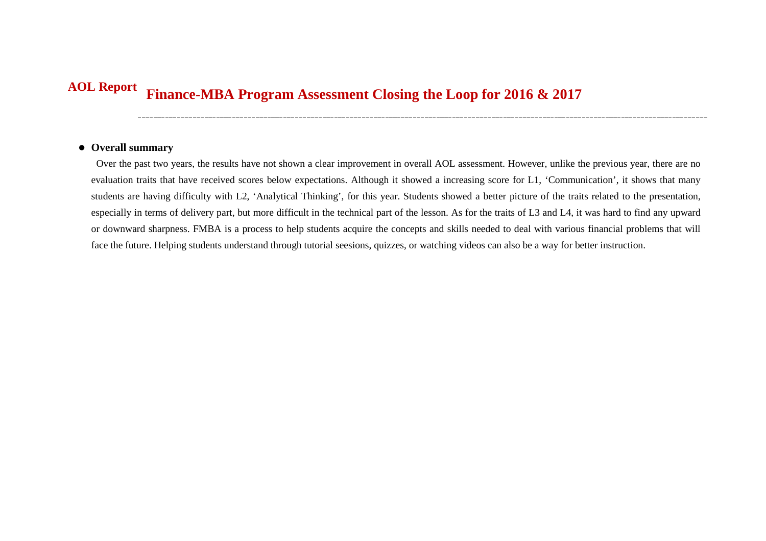**AOL Report**

# Finance-MBA Program Assessment Closing the Loop for 2016 & 2017

- **Overall summary**

Over the past two years, the results have not shown a clear improvement in overall AOL assessment. However, unlike the previous year, there are no evaluation traits that have received scores below expectations. Although it showed a increasing score for L1, 'Communication', it shows that many students are having difficulty with L2, 'Analytical Thinking', for this year. Students showed a better picture of the traits related to the presentation, especially in terms of delivery part, but more difficult in the technical part of the lesson. As for the traits of L3 and L4, it was hard to find any upward or downward sharpness. FMBA is a process to help students acquire the concepts and skills needed to deal with various financial problems that will face the future. Helping students understand through tutorial seesions, quizzes, or watching videos can also be a way for better instruction.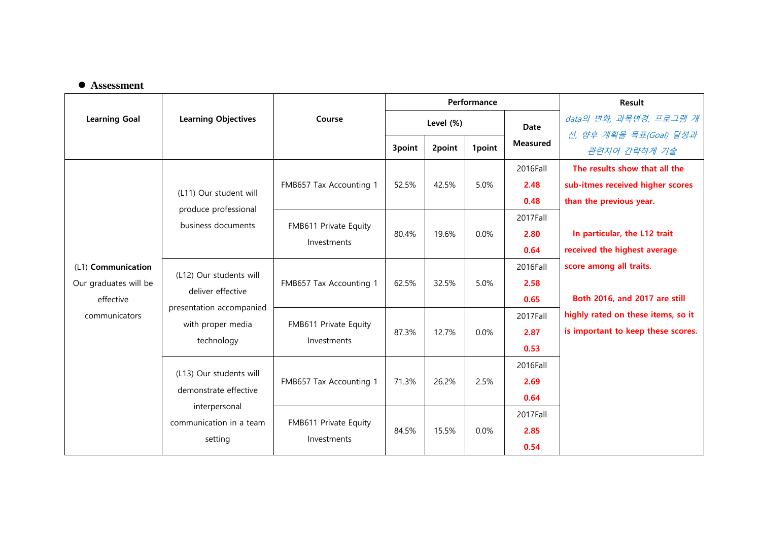- **Assessment**

| Learning Goal | Learning Objectives | Course | Performance | | | | Result |
|---|---|---|---|---|---|---|---|
| | | | Level (%) | | | Date Measured | *data의 변화, 과목변경, 프로그램 개선, 향후 계획을 목표(Goal) 달성과 관련지어 간략하게 기술* |
| | | | 3point | 2point | 1point | | |
| (L1) **Communication** Our graduates will be effective communicators | (L11) Our student will produce professional business documents | FMB657 Tax Accounting 1 | 52.5% | 42.5% | 5.0% | 2016Fall **2.48** **0.48** | **The results show that all the sub-itmes received higher scores than the previous year.** **In particular, the L12 trait received the highest average score among all traits.** **Both 2016, and 2017 are still highly rated on these items, so it is important to keep these scores.** |
| | | FMB611 Private Equity Investments | 80.4% | 19.6% | 0.0% | 2017Fall **2.80** **0.64** | |
| | (L12) Our students will deliver effective presentation accompanied with proper media technology | FMB657 Tax Accounting 1 | 62.5% | 32.5% | 5.0% | 2016Fall **2.58** **0.65** | |
| | | FMB611 Private Equity Investments | 87.3% | 12.7% | 0.0% | 2017Fall **2.87** **0.53** | |
| | (L13) Our students will demonstrate effective interpersonal communication in a team setting | FMB657 Tax Accounting 1 | 71.3% | 26.2% | 2.5% | 2016Fall **2.69** **0.64** | |
| | | FMB611 Private Equity Investments | 84.5% | 15.5% | 0.0% | 2017Fall **2.85** **0.54** | |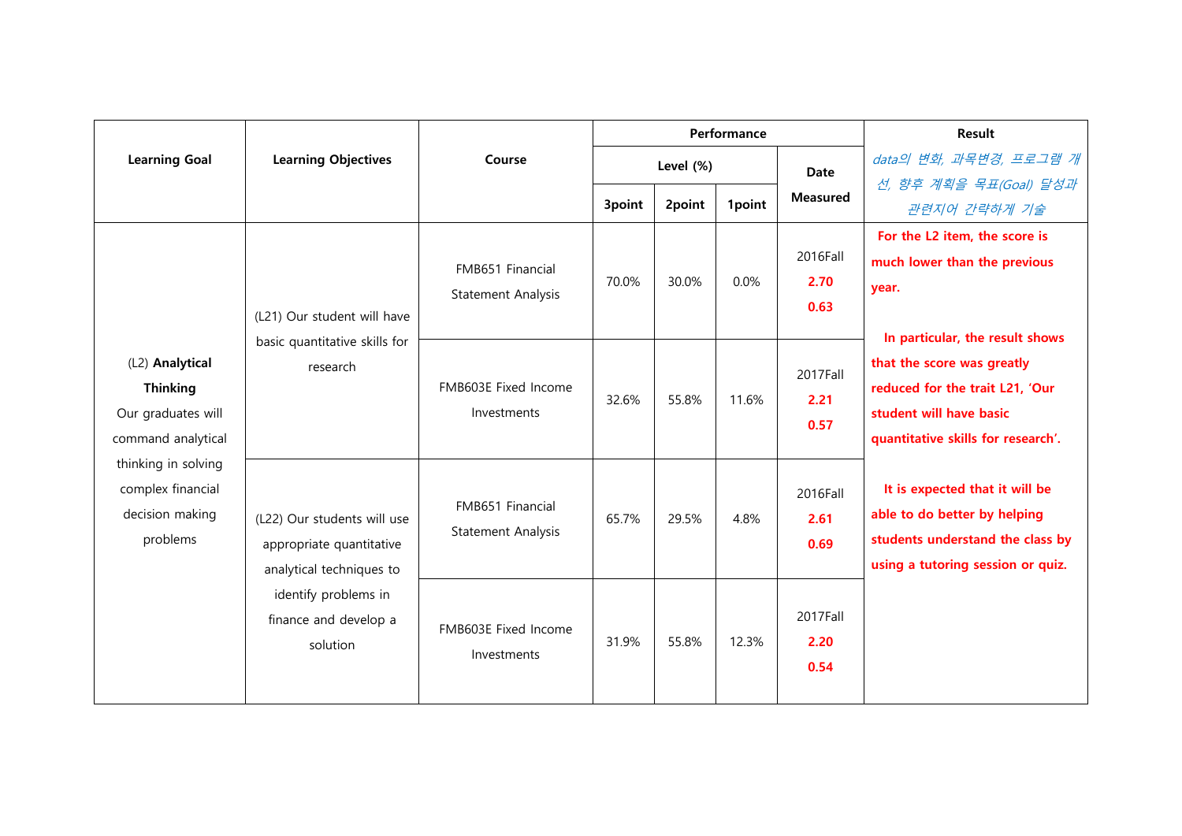| Learning Goal | Learning Objectives | Course | Performance | | | | Result |
|---|---|---|---|---|---|---|---|
| | | | Level (%) | | | Date Measured | *data의 변화, 과목변경, 프로그램 개선, 향후 계획을 목표(Goal) 달성과 관련지어 간략하게 기술* |
| | | | 3point | 2point | 1point | | |
| (L2) **Analytical Thinking** Our graduates will command analytical thinking in solving complex financial decision making problems | (L21) Our student will have basic quantitative skills for research | FMB651 Financial Statement Analysis | 70.0% | 30.0% | 0.0% | 2016Fall **2.70** **0.63** | **For the L2 item, the score is much lower than the previous year.** **In particular, the result shows that the score was greatly reduced for the trait L21, 'Our student will have basic quantitative skills for research'.** **It is expected that it will be able to do better by helping students understand the class by using a tutoring session or quiz.** |
| | | FMB603E Fixed Income Investments | 32.6% | 55.8% | 11.6% | 2017Fall **2.21** **0.57** | |
| | (L22) Our students will use appropriate quantitative analytical techniques to identify problems in finance and develop a solution | FMB651 Financial Statement Analysis | 65.7% | 29.5% | 4.8% | 2016Fall **2.61** **0.69** | |
| | | FMB603E Fixed Income Investments | 31.9% | 55.8% | 12.3% | 2017Fall **2.20** **0.54** | |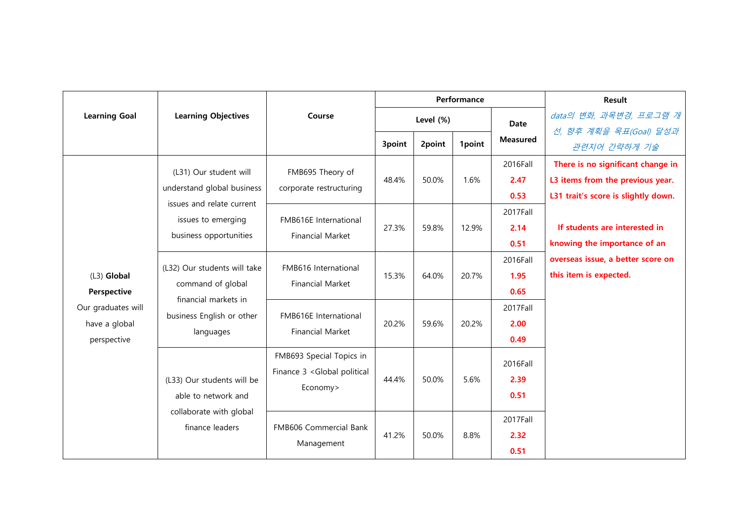| Learning Goal | Learning Objectives | Course | Performance | | | | Result |
|---|---|---|---|---|---|---|---|
| | | | Level (%) | | | Date Measured | *data의 변화, 과목변경, 프로그램 개선, 향후 계획을 목표(Goal) 달성과 관련지어 간략하게 기술* |
| | | | 3point | 2point | 1point | | |
| (L3) **Global Perspective** Our graduates will have a global perspective | (L31) Our student will understand global business issues and relate current issues to emerging business opportunities | FMB695 Theory of corporate restructuring | 48.4% | 50.0% | 1.6% | 2016Fall **2.47** **0.53** | **There is no significant change in L3 items from the previous year. L31 trait's score is slightly down.** **If students are interested in knowing the importance of an overseas issue, a better score on this item is expected.** |
| | | FMB616E International Financial Market | 27.3% | 59.8% | 12.9% | 2017Fall **2.14** **0.51** | |
| | (L32) Our students will take command of global financial markets in business English or other languages | FMB616 International Financial Market | 15.3% | 64.0% | 20.7% | 2016Fall **1.95** **0.65** | |
| | | FMB616E International Financial Market | 20.2% | 59.6% | 20.2% | 2017Fall **2.00** **0.49** | |
| | (L33) Our students will be able to network and collaborate with global finance leaders | FMB693 Special Topics in Finance 3 <Global political Economy> | 44.4% | 50.0% | 5.6% | 2016Fall **2.39** **0.51** | |
| | | FMB606 Commercial Bank Management | 41.2% | 50.0% | 8.8% | 2017Fall **2.32** **0.51** | |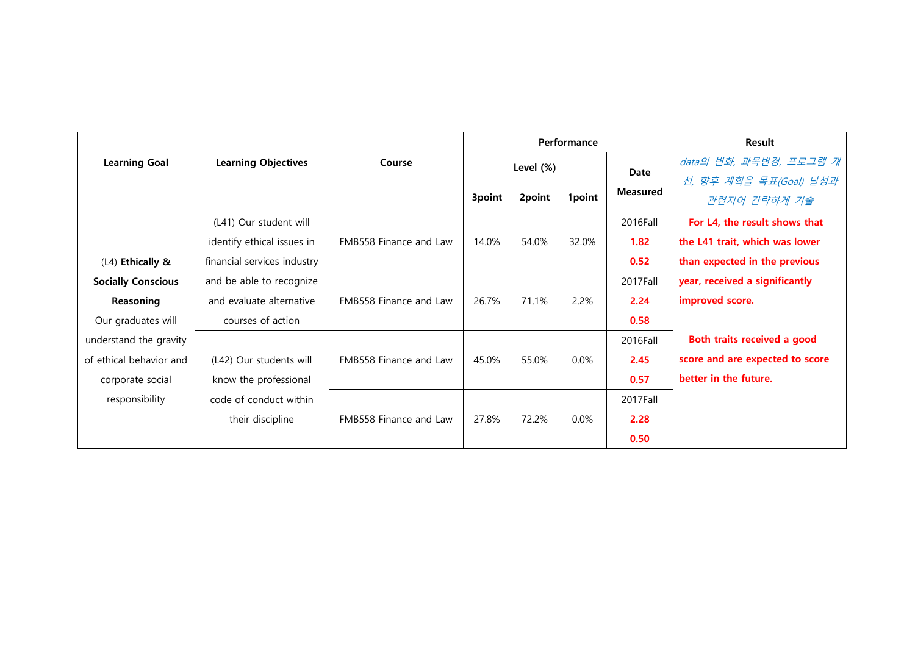| Learning Goal | Learning Objectives | Course | Performance | | | | Result |
|---|---|---|---|---|---|---|---|
| | | | Level (%) | | | Date Measured | *data의 변화, 과목변경, 프로그램 개선, 향후 계획을 목표(Goal) 달성과 관련지어 간략하게 기술* |
| | | | 3point | 2point | 1point | | |
| (L4) **Ethically & Socially Conscious Reasoning** Our graduates will understand the gravity of ethical behavior and corporate social responsibility | (L41) Our student will identify ethical issues in financial services industry and be able to recognize and evaluate alternative courses of action | FMB558 Finance and Law | 14.0% | 54.0% | 32.0% | 2016Fall **1.82** **0.52** | **For L4, the result shows that the L41 trait, which was lower than expected in the previous year, received a significantly improved score.** **Both traits received a good score and are expected to score better in the future.** |
| | | FMB558 Finance and Law | 26.7% | 71.1% | 2.2% | 2017Fall **2.24** **0.58** | |
| | (L42) Our students will know the professional code of conduct within their discipline | FMB558 Finance and Law | 45.0% | 55.0% | 0.0% | 2016Fall **2.45** **0.57** | |
| | | FMB558 Finance and Law | 27.8% | 72.2% | 0.0% | 2017Fall **2.28** **0.50** | |